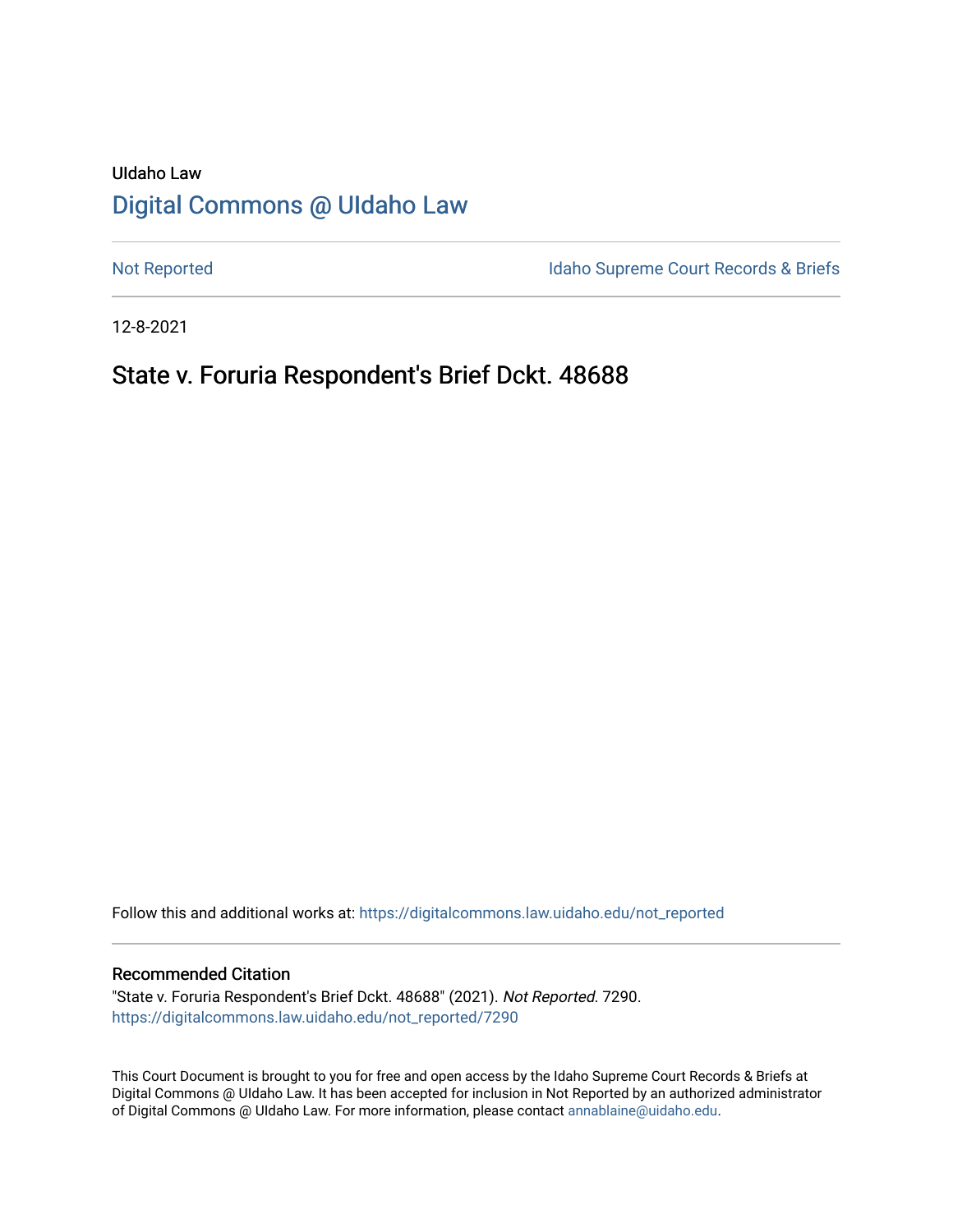UIdaho Law

# Digital Commons @ UIdaho Law

Not Reported

Idaho Supreme Court Records & Briefs

12-8-2021

## State v. Foruria Respondent's Brief Dckt. 48688

Follow this and additional works at: https://digitalcommons.law.uidaho.edu/not_reported

### Recommended Citation

"State v. Foruria Respondent's Brief Dckt. 48688" (2021). *Not Reported*. 7290.
https://digitalcommons.law.uidaho.edu/not_reported/7290

This Court Document is brought to you for free and open access by the Idaho Supreme Court Records & Briefs at Digital Commons @ UIdaho Law. It has been accepted for inclusion in Not Reported by an authorized administrator of Digital Commons @ UIdaho Law. For more information, please contact annablaine@uidaho.edu.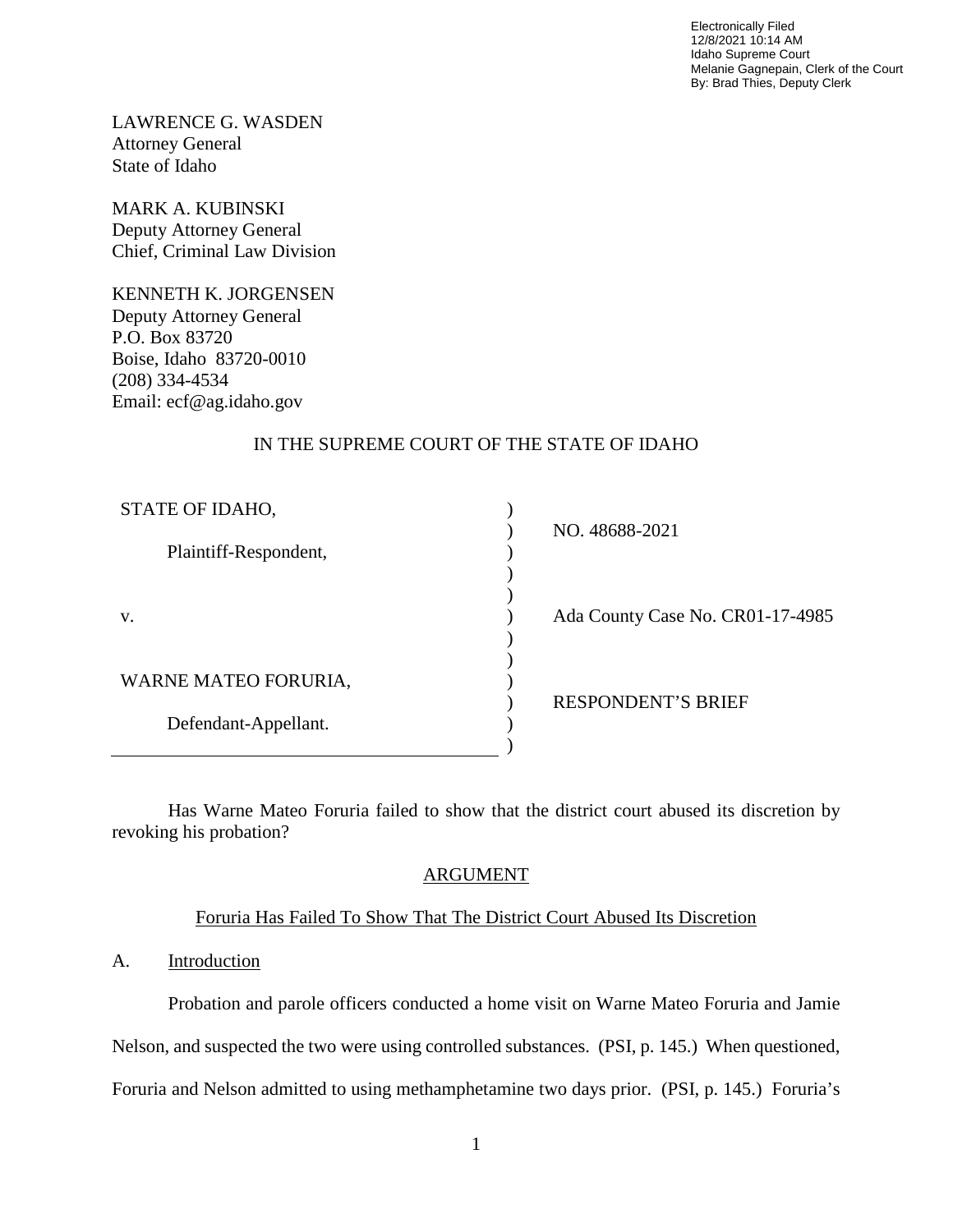Electronically Filed
12/8/2021 10:14 AM
Idaho Supreme Court
Melanie Gagnepain, Clerk of the Court
By: Brad Thies, Deputy Clerk

LAWRENCE G. WASDEN
Attorney General
State of Idaho

MARK A. KUBINSKI
Deputy Attorney General
Chief, Criminal Law Division

KENNETH K. JORGENSEN
Deputy Attorney General
P.O. Box 83720
Boise, Idaho 83720-0010
(208) 334-4534
Email: ecf@ag.idaho.gov

IN THE SUPREME COURT OF THE STATE OF IDAHO

| | | |
|---|---|---|
| STATE OF IDAHO, | ) | NO. 48688-2021 |
| Plaintiff-Respondent, | ) | |
| v. | ) | Ada County Case No. CR01-17-4985 |
| WARNE MATEO FORURIA, | ) | RESPONDENT'S BRIEF |
| Defendant-Appellant. | ) | |

Has Warne Mateo Foruria failed to show that the district court abused its discretion by revoking his probation?

## ARGUMENT

### Foruria Has Failed To Show That The District Court Abused Its Discretion

A. Introduction

Probation and parole officers conducted a home visit on Warne Mateo Foruria and Jamie Nelson, and suspected the two were using controlled substances. (PSI, p. 145.) When questioned, Foruria and Nelson admitted to using methamphetamine two days prior. (PSI, p. 145.) Foruria's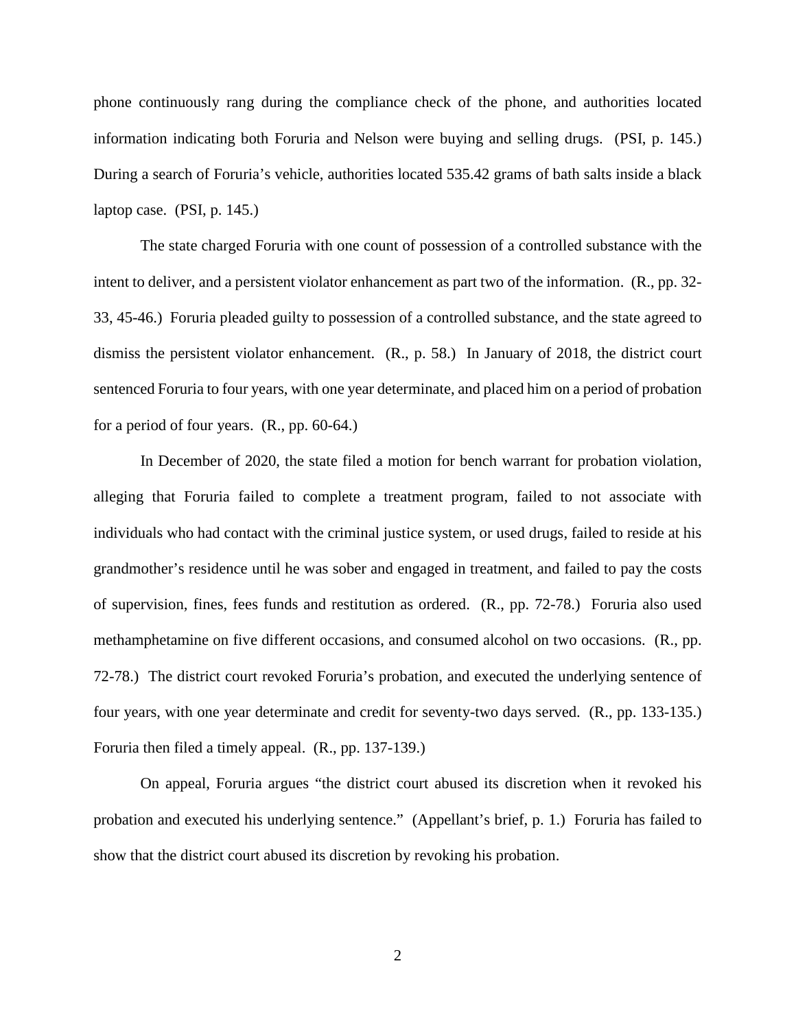phone continuously rang during the compliance check of the phone, and authorities located information indicating both Foruria and Nelson were buying and selling drugs. (PSI, p. 145.) During a search of Foruria's vehicle, authorities located 535.42 grams of bath salts inside a black laptop case. (PSI, p. 145.)

The state charged Foruria with one count of possession of a controlled substance with the intent to deliver, and a persistent violator enhancement as part two of the information. (R., pp. 32-33, 45-46.) Foruria pleaded guilty to possession of a controlled substance, and the state agreed to dismiss the persistent violator enhancement. (R., p. 58.) In January of 2018, the district court sentenced Foruria to four years, with one year determinate, and placed him on a period of probation for a period of four years. (R., pp. 60-64.)

In December of 2020, the state filed a motion for bench warrant for probation violation, alleging that Foruria failed to complete a treatment program, failed to not associate with individuals who had contact with the criminal justice system, or used drugs, failed to reside at his grandmother's residence until he was sober and engaged in treatment, and failed to pay the costs of supervision, fines, fees funds and restitution as ordered. (R., pp. 72-78.) Foruria also used methamphetamine on five different occasions, and consumed alcohol on two occasions. (R., pp. 72-78.) The district court revoked Foruria's probation, and executed the underlying sentence of four years, with one year determinate and credit for seventy-two days served. (R., pp. 133-135.) Foruria then filed a timely appeal. (R., pp. 137-139.)

On appeal, Foruria argues "the district court abused its discretion when it revoked his probation and executed his underlying sentence." (Appellant's brief, p. 1.) Foruria has failed to show that the district court abused its discretion by revoking his probation.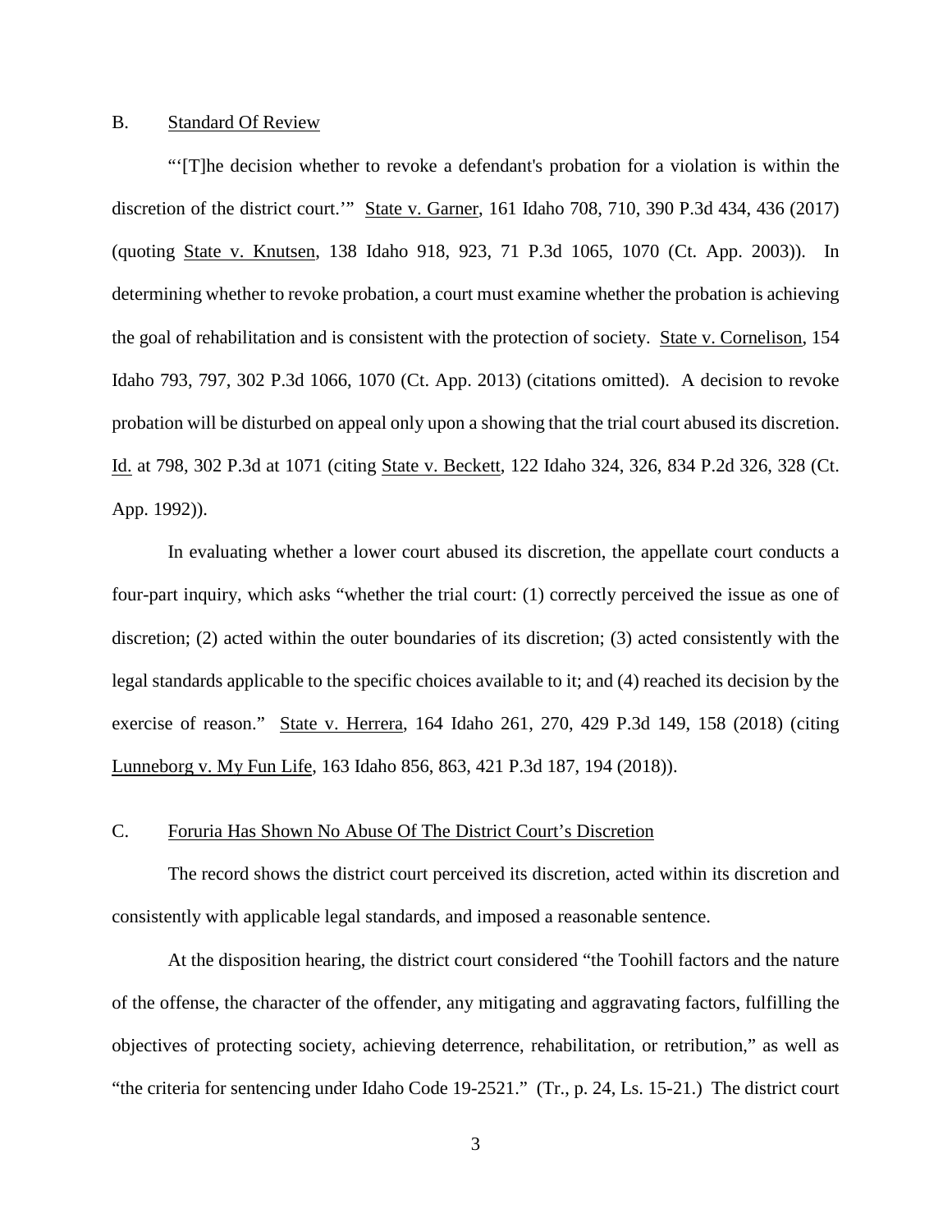B. Standard Of Review

"'[T]he decision whether to revoke a defendant's probation for a violation is within the discretion of the district court.'" State v. Garner, 161 Idaho 708, 710, 390 P.3d 434, 436 (2017) (quoting State v. Knutsen, 138 Idaho 918, 923, 71 P.3d 1065, 1070 (Ct. App. 2003)). In determining whether to revoke probation, a court must examine whether the probation is achieving the goal of rehabilitation and is consistent with the protection of society. State v. Cornelison, 154 Idaho 793, 797, 302 P.3d 1066, 1070 (Ct. App. 2013) (citations omitted). A decision to revoke probation will be disturbed on appeal only upon a showing that the trial court abused its discretion. Id. at 798, 302 P.3d at 1071 (citing State v. Beckett, 122 Idaho 324, 326, 834 P.2d 326, 328 (Ct. App. 1992)).

In evaluating whether a lower court abused its discretion, the appellate court conducts a four-part inquiry, which asks "whether the trial court: (1) correctly perceived the issue as one of discretion; (2) acted within the outer boundaries of its discretion; (3) acted consistently with the legal standards applicable to the specific choices available to it; and (4) reached its decision by the exercise of reason." State v. Herrera, 164 Idaho 261, 270, 429 P.3d 149, 158 (2018) (citing Lunneborg v. My Fun Life, 163 Idaho 856, 863, 421 P.3d 187, 194 (2018)).

C. Foruria Has Shown No Abuse Of The District Court's Discretion

The record shows the district court perceived its discretion, acted within its discretion and consistently with applicable legal standards, and imposed a reasonable sentence.

At the disposition hearing, the district court considered "the Toohill factors and the nature of the offense, the character of the offender, any mitigating and aggravating factors, fulfilling the objectives of protecting society, achieving deterrence, rehabilitation, or retribution," as well as "the criteria for sentencing under Idaho Code 19-2521." (Tr., p. 24, Ls. 15-21.) The district court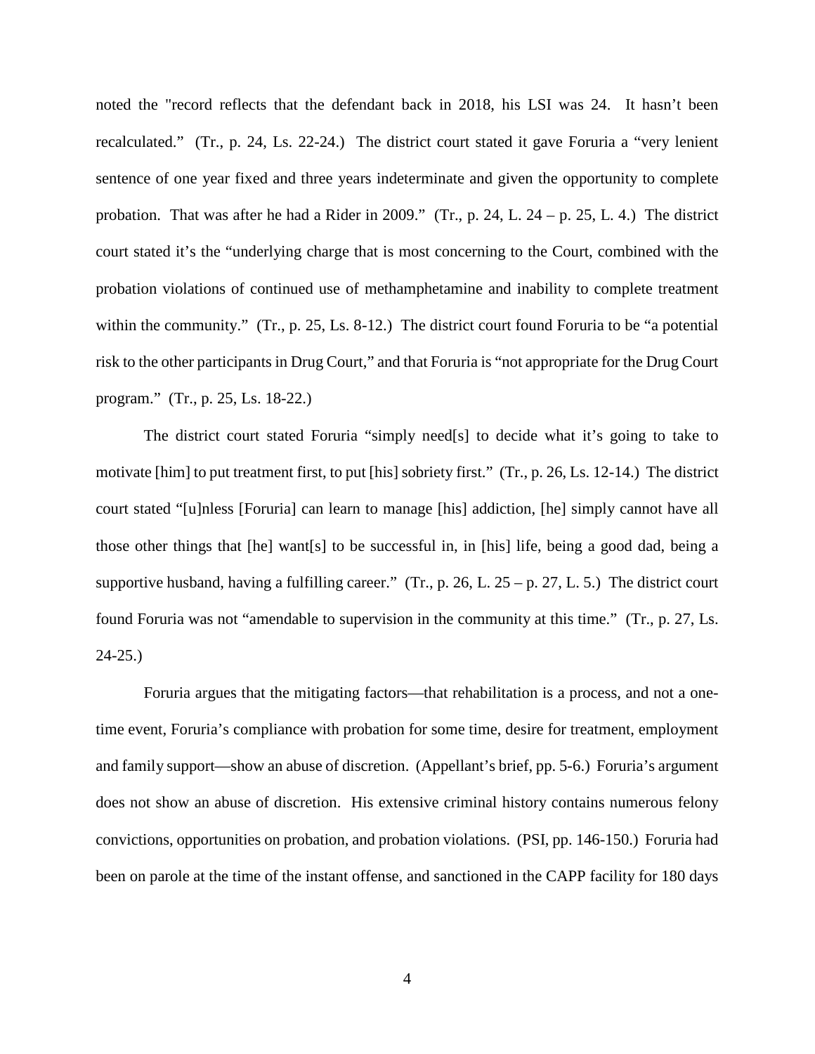noted the "record reflects that the defendant back in 2018, his LSI was 24. It hasn't been recalculated." (Tr., p. 24, Ls. 22-24.) The district court stated it gave Foruria a "very lenient sentence of one year fixed and three years indeterminate and given the opportunity to complete probation. That was after he had a Rider in 2009." (Tr., p. 24, L. 24 – p. 25, L. 4.) The district court stated it's the "underlying charge that is most concerning to the Court, combined with the probation violations of continued use of methamphetamine and inability to complete treatment within the community." (Tr., p. 25, Ls. 8-12.) The district court found Foruria to be "a potential risk to the other participants in Drug Court," and that Foruria is "not appropriate for the Drug Court program." (Tr., p. 25, Ls. 18-22.)

The district court stated Foruria "simply need[s] to decide what it's going to take to motivate [him] to put treatment first, to put [his] sobriety first." (Tr., p. 26, Ls. 12-14.) The district court stated "[u]nless [Foruria] can learn to manage [his] addiction, [he] simply cannot have all those other things that [he] want[s] to be successful in, in [his] life, being a good dad, being a supportive husband, having a fulfilling career." (Tr., p. 26, L. 25 – p. 27, L. 5.) The district court found Foruria was not "amendable to supervision in the community at this time." (Tr., p. 27, Ls. 24-25.)

Foruria argues that the mitigating factors—that rehabilitation is a process, and not a one-time event, Foruria's compliance with probation for some time, desire for treatment, employment and family support—show an abuse of discretion. (Appellant's brief, pp. 5-6.) Foruria's argument does not show an abuse of discretion. His extensive criminal history contains numerous felony convictions, opportunities on probation, and probation violations. (PSI, pp. 146-150.) Foruria had been on parole at the time of the instant offense, and sanctioned in the CAPP facility for 180 days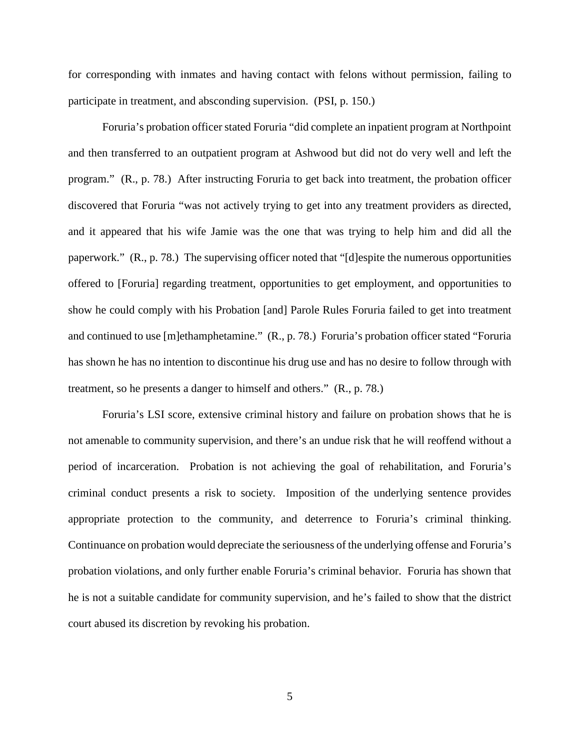for corresponding with inmates and having contact with felons without permission, failing to participate in treatment, and absconding supervision. (PSI, p. 150.)

Foruria's probation officer stated Foruria "did complete an inpatient program at Northpoint and then transferred to an outpatient program at Ashwood but did not do very well and left the program." (R., p. 78.) After instructing Foruria to get back into treatment, the probation officer discovered that Foruria "was not actively trying to get into any treatment providers as directed, and it appeared that his wife Jamie was the one that was trying to help him and did all the paperwork." (R., p. 78.) The supervising officer noted that "[d]espite the numerous opportunities offered to [Foruria] regarding treatment, opportunities to get employment, and opportunities to show he could comply with his Probation [and] Parole Rules Foruria failed to get into treatment and continued to use [m]ethamphetamine." (R., p. 78.) Foruria's probation officer stated "Foruria has shown he has no intention to discontinue his drug use and has no desire to follow through with treatment, so he presents a danger to himself and others." (R., p. 78.)

Foruria's LSI score, extensive criminal history and failure on probation shows that he is not amenable to community supervision, and there's an undue risk that he will reoffend without a period of incarceration. Probation is not achieving the goal of rehabilitation, and Foruria's criminal conduct presents a risk to society. Imposition of the underlying sentence provides appropriate protection to the community, and deterrence to Foruria's criminal thinking. Continuance on probation would depreciate the seriousness of the underlying offense and Foruria's probation violations, and only further enable Foruria's criminal behavior. Foruria has shown that he is not a suitable candidate for community supervision, and he's failed to show that the district court abused its discretion by revoking his probation.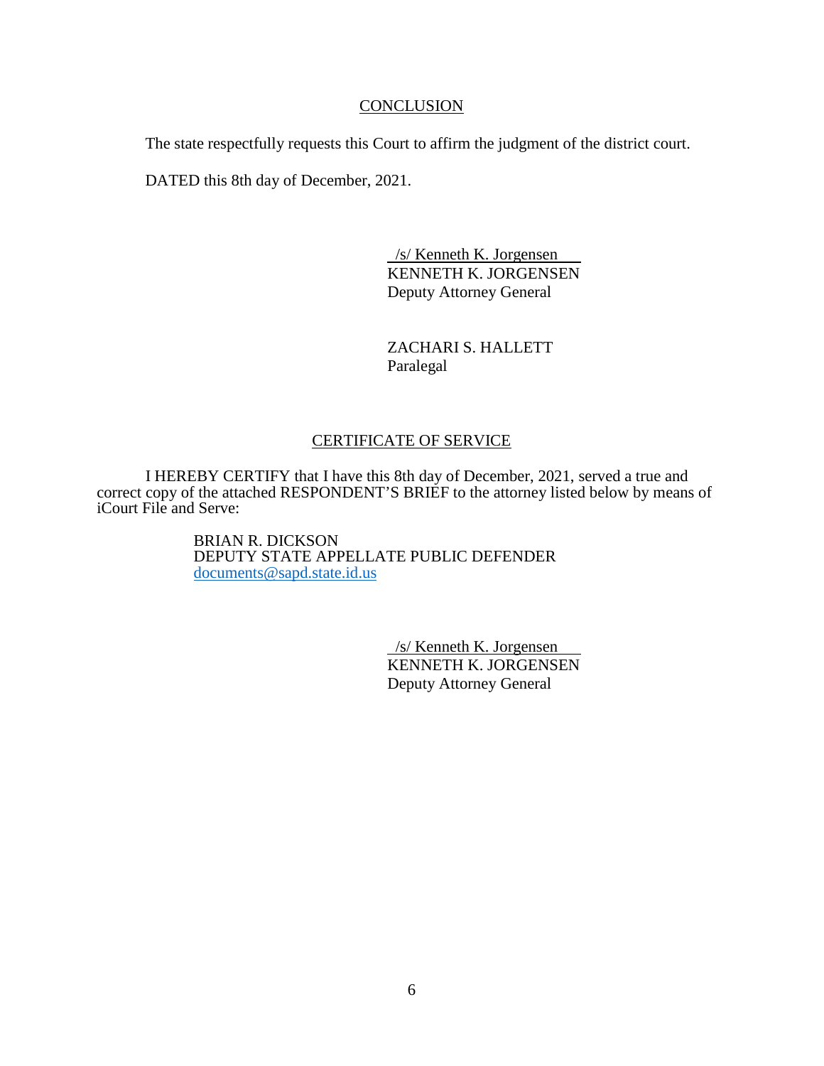## CONCLUSION

The state respectfully requests this Court to affirm the judgment of the district court.

DATED this 8th day of December, 2021.

/s/ Kenneth K. Jorgensen
KENNETH K. JORGENSEN
Deputy Attorney General

ZACHARI S. HALLETT
Paralegal

## CERTIFICATE OF SERVICE

I HEREBY CERTIFY that I have this 8th day of December, 2021, served a true and correct copy of the attached RESPONDENT'S BRIEF to the attorney listed below by means of iCourt File and Serve:

BRIAN R. DICKSON
DEPUTY STATE APPELLATE PUBLIC DEFENDER
documents@sapd.state.id.us

/s/ Kenneth K. Jorgensen
KENNETH K. JORGENSEN
Deputy Attorney General